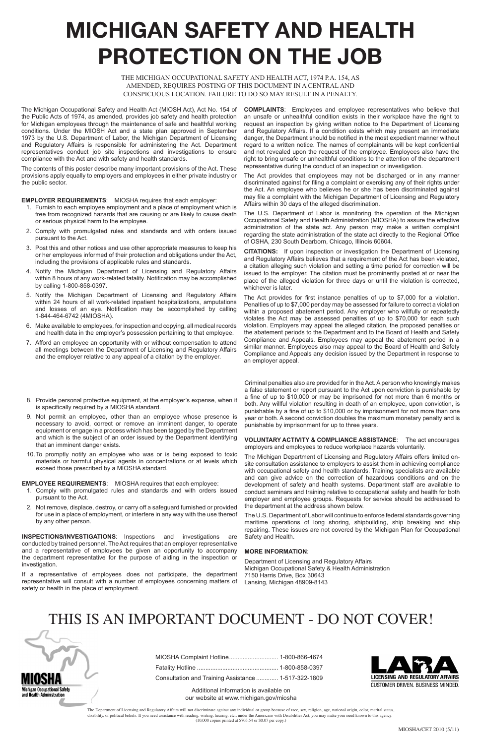# MICHIGAN SAFETY AND HEALTH PROTECTION ON THE JOB

THE MICHIGAN OCCUPATIONAL SAFETY AND HEALTH ACT, 1974 P.A. 154, AS AMENDED, REQUIRES POSTING OF THIS DOCUMENT IN A CENTRAL AND CONSPICUOUS LOCATION. FAILURE TO DO SO MAY RESULT IN A PENALTY.

The Michigan Occupational Safety and Health Act (MIOSH Act), Act No. 154 of the Public Acts of 1974, as amended, provides job safety and health protection for Michigan employees through the maintenance of safe and healthful working conditions. Under the MIOSH Act and a state plan approved in September 1973 by the U.S. Department of Labor, the Michigan Department of Licensing and Regulatory Affairs is responsible for administering the Act. Department representatives conduct job site inspections and investigations to ensure compliance with the Act and with safety and health standards.

The contents of this poster describe many important provisions of the Act. These provisions apply equally to employers and employees in either private industry or the public sector.

**EMPLOYER REQUIREMENTS**: MIOSHA requires that each employer:

1. Furnish to each employee employment and a place of employment which is free from recognized hazards that are causing or are likely to cause death or serious physical harm to the employee.
2. Comply with promulgated rules and standards and with orders issued pursuant to the Act.
3. Post this and other notices and use other appropriate measures to keep his or her employees informed of their protection and obligations under the Act, including the provisions of applicable rules and standards.
4. Notify the Michigan Department of Licensing and Regulatory Affairs within 8 hours of any work-related fatality. Notification may be accomplished by calling 1-800-858-0397.
5. Notify the Michigan Department of Licensing and Regulatory Affairs within 24 hours of all work-related inpatient hospitalizations, amputations and losses of an eye. Notification may be accomplished by calling 1-844-464-6742 (4MIOSHA).
6. Make available to employees, for inspection and copying, all medical records and health data in the employer's possession pertaining to that employee.
7. Afford an employee an opportunity with or without compensation to attend all meetings between the Department of Licensing and Regulatory Affairs and the employer relative to any appeal of a citation by the employer.
8. Provide personal protective equipment, at the employer's expense, when it is specifically required by a MIOSHA standard.
9. Not permit an employee, other than an employee whose presence is necessary to avoid, correct or remove an imminent danger, to operate equipment or engage in a process which has been tagged by the Department and which is the subject of an order issued by the Department identifying that an imminent danger exists.
10. To promptly notify an employee who was or is being exposed to toxic materials or harmful physical agents in concentrations or at levels which exceed those prescribed by a MIOSHA standard.

**EMPLOYEE REQUIREMENTS**: MIOSHA requires that each employee:

1. Comply with promulgated rules and standards and with orders issued pursuant to the Act.
2. Not remove, displace, destroy, or carry off a safeguard furnished or provided for use in a place of employment, or interfere in any way with the use thereof by any other person.

**INSPECTIONS/INVESTIGATIONS**: Inspections and investigations are conducted by trained personnel. The Act requires that an employer representative and a representative of employees be given an opportunity to accompany the department representative for the purpose of aiding in the inspection or investigation.

If a representative of employees does not participate, the department representative will consult with a number of employees concerning matters of safety or health in the place of employment.

**COMPLAINTS**: Employees and employee representatives who believe that an unsafe or unhealthful condition exists in their workplace have the right to request an inspection by giving written notice to the Department of Licensing and Regulatory Affairs. If a condition exists which may present an immediate danger, the Department should be notified in the most expedient manner without regard to a written notice. The names of complainants will be kept confidential and not revealed upon the request of the employee. Employees also have the right to bring unsafe or unhealthful conditions to the attention of the department representative during the conduct of an inspection or investigation.

The Act provides that employees may not be discharged or in any manner discriminated against for filing a complaint or exercising any of their rights under the Act. An employee who believes he or she has been discriminated against may file a complaint with the Michigan Department of Licensing and Regulatory Affairs within 30 days of the alleged discrimination.

The U.S. Department of Labor is monitoring the operation of the Michigan Occupational Safety and Health Administration (MIOSHA) to assure the effective administration of the state act. Any person may make a written complaint regarding the state administration of the state act directly to the Regional Office of OSHA, 230 South Dearborn, Chicago, Illinois 60604.

**CITATIONS:** If upon inspection or investigation the Department of Licensing and Regulatory Affairs believes that a requirement of the Act has been violated, a citation alleging such violation and setting a time period for correction will be issued to the employer. The citation must be prominently posted at or near the place of the alleged violation for three days or until the violation is corrected, whichever is later.

The Act provides for first instance penalties of up to $7,000 for a violation. Penalties of up to $7,000 per day may be assessed for failure to correct a violation within a proposed abatement period. Any employer who willfully or repeatedly violates the Act may be assessed penalties of up to $70,000 for each such violation. Employers may appeal the alleged citation, the proposed penalties or the abatement periods to the Department and to the Board of Health and Safety Compliance and Appeals. Employees may appeal the abatement period in a similar manner. Employees also may appeal to the Board of Health and Safety Compliance and Appeals any decision issued by the Department in response to an employer appeal.

Criminal penalties also are provided for in the Act. A person who knowingly makes a false statement or report pursuant to the Act upon conviction is punishable by a fine of up to $10,000 or may be imprisoned for not more than 6 months or both. Any willful violation resulting in death of an employee, upon conviction, is punishable by a fine of up to $10,000 or by imprisonment for not more than one year or both. A second conviction doubles the maximum monetary penalty and is punishable by imprisonment for up to three years.

**VOLUNTARY ACTIVITY & COMPLIANCE ASSISTANCE**: The act encourages employers and employees to reduce workplace hazards voluntarily.

The Michigan Department of Licensing and Regulatory Affairs offers limited on-site consultation assistance to employers to assist them in achieving compliance with occupational safety and health standards. Training specialists are available and can give advice on the correction of hazardous conditions and on the development of safety and health systems. Department staff are available to conduct seminars and training relative to occupational safety and health for both employer and employee groups. Requests for service should be addressed to the department at the address shown below.

The U.S. Department of Labor will continue to enforce federal standards governing maritime operations of long shoring, shipbuilding, ship breaking and ship repairing. These issues are not covered by the Michigan Plan for Occupational Safety and Health.

**MORE INFORMATION**:

Department of Licensing and Regulatory Affairs
Michigan Occupational Safety & Health Administration
7150 Harris Drive, Box 30643
Lansing, Michigan 48909-8143

## THIS IS AN IMPORTANT DOCUMENT - DO NOT COVER!

MIOSHA
Michigan Occupational Safety and Health Administration

MIOSHA Complaint Hotline............................ 1-800-866-4674
Fatality Hotline ............................................... 1-800-858-0397
Consultation and Training Assistance ............ 1-517-322-1809

Additional information is available on our website at www.michigan.gov/miosha

LARA
LICENSING AND REGULATORY AFFAIRS
CUSTOMER DRIVEN. BUSINESS MINDED.

The Department of Licensing and Regulatory Affairs will not discriminate against any individual or group because of race, sex, religion, age, national origin, color, marital status, disability, or political beliefs. If you need assistance with reading, writing, hearing, etc., under the Americans with Disabilities Act, you may make your need known to this agency.
(10,000 copies printed at $705.54 or $0.07 per copy.)

MIOSHA/CET 2010 (5/11)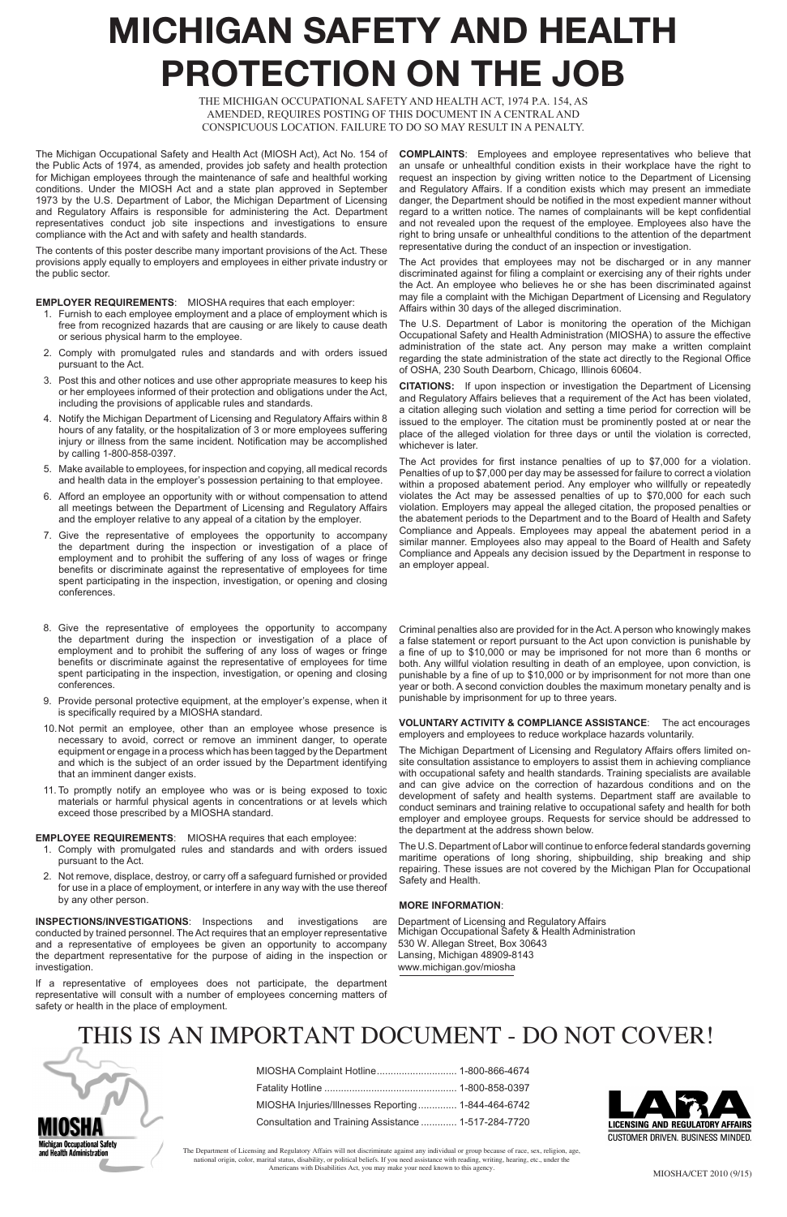# MICHIGAN SAFETY AND HEALTH PROTECTION ON THE JOB

THE MICHIGAN OCCUPATIONAL SAFETY AND HEALTH ACT, 1974 P.A. 154, AS AMENDED, REQUIRES POSTING OF THIS DOCUMENT IN A CENTRAL AND CONSPICUOUS LOCATION. FAILURE TO DO SO MAY RESULT IN A PENALTY.

The Michigan Occupational Safety and Health Act (MIOSH Act), Act No. 154 of the Public Acts of 1974, as amended, provides job safety and health protection for Michigan employees through the maintenance of safe and healthful working conditions. Under the MIOSH Act and a state plan approved in September 1973 by the U.S. Department of Labor, the Michigan Department of Licensing and Regulatory Affairs is responsible for administering the Act. Department representatives conduct job site inspections and investigations to ensure compliance with the Act and with safety and health standards.

The contents of this poster describe many important provisions of the Act. These provisions apply equally to employers and employees in either private industry or the public sector.

**EMPLOYER REQUIREMENTS**: MIOSHA requires that each employer:

1. Furnish to each employee employment and a place of employment which is free from recognized hazards that are causing or are likely to cause death or serious physical harm to the employee.
2. Comply with promulgated rules and standards and with orders issued pursuant to the Act.
3. Post this and other notices and use other appropriate measures to keep his or her employees informed of their protection and obligations under the Act, including the provisions of applicable rules and standards.
4. Notify the Michigan Department of Licensing and Regulatory Affairs within 8 hours of any fatality, or the hospitalization of 3 or more employees suffering injury or illness from the same incident. Notification may be accomplished by calling 1-800-858-0397.
5. Make available to employees, for inspection and copying, all medical records and health data in the employer's possession pertaining to that employee.
6. Afford an employee an opportunity with or without compensation to attend all meetings between the Department of Licensing and Regulatory Affairs and the employer relative to any appeal of a citation by the employer.
7. Give the representative of employees the opportunity to accompany the department during the inspection or investigation of a place of employment and to prohibit the suffering of any loss of wages or fringe benefits or discriminate against the representative of employees for time spent participating in the inspection, investigation, or opening and closing conferences.

**COMPLAINTS**: Employees and employee representatives who believe that an unsafe or unhealthful condition exists in their workplace have the right to request an inspection by giving written notice to the Department of Licensing and Regulatory Affairs. If a condition exists which may present an immediate danger, the Department should be notified in the most expedient manner without regard to a written notice. The names of complainants will be kept confidential and not revealed upon the request of the employee. Employees also have the right to bring unsafe or unhealthful conditions to the attention of the department representative during the conduct of an inspection or investigation.

The Act provides that employees may not be discharged or in any manner discriminated against for filing a complaint or exercising any of their rights under the Act. An employee who believes he or she has been discriminated against may file a complaint with the Michigan Department of Licensing and Regulatory Affairs within 30 days of the alleged discrimination.

The U.S. Department of Labor is monitoring the operation of the Michigan Occupational Safety and Health Administration (MIOSHA) to assure the effective administration of the state act. Any person may make a written complaint regarding the state administration of the state act directly to the Regional Office of OSHA, 230 South Dearborn, Chicago, Illinois 60604.

**CITATIONS:** If upon inspection or investigation the Department of Licensing and Regulatory Affairs believes that a requirement of the Act has been violated, a citation alleging such violation and setting a time period for correction will be issued to the employer. The citation must be prominently posted at or near the place of the alleged violation for three days or until the violation is corrected, whichever is later.

The Act provides for first instance penalties of up to $7,000 for a violation. Penalties of up to $7,000 per day may be assessed for failure to correct a violation within a proposed abatement period. Any employer who willfully or repeatedly violates the Act may be assessed penalties of up to $70,000 for each such violation. Employers may appeal the alleged citation, the proposed penalties or the abatement periods to the Department and to the Board of Health and Safety Compliance and Appeals. Employees may appeal the abatement period in a similar manner. Employees also may appeal to the Board of Health and Safety Compliance and Appeals any decision issued by the Department in response to an employer appeal.

8. Give the representative of employees the opportunity to accompany the department during the inspection or investigation of a place of employment and to prohibit the suffering of any loss of wages or fringe benefits or discriminate against the representative of employees for time spent participating in the inspection, investigation, or opening and closing conferences.
9. Provide personal protective equipment, at the employer's expense, when it is specifically required by a MIOSHA standard.
10. Not permit an employee, other than an employee whose presence is necessary to avoid, correct or remove an imminent danger, to operate equipment or engage in a process which has been tagged by the Department and which is the subject of an order issued by the Department identifying that an imminent danger exists.
11. To promptly notify an employee who was or is being exposed to toxic materials or harmful physical agents in concentrations or at levels which exceed those prescribed by a MIOSHA standard.

**EMPLOYEE REQUIREMENTS**: MIOSHA requires that each employee:

1. Comply with promulgated rules and standards and with orders issued pursuant to the Act.
2. Not remove, displace, destroy, or carry off a safeguard furnished or provided for use in a place of employment, or interfere in any way with the use thereof by any other person.

**INSPECTIONS/INVESTIGATIONS**: Inspections and investigations are conducted by trained personnel. The Act requires that an employer representative and a representative of employees be given an opportunity to accompany the department representative for the purpose of aiding in the inspection or investigation.

If a representative of employees does not participate, the department representative will consult with a number of employees concerning matters of safety or health in the place of employment.

Criminal penalties also are provided for in the Act. A person who knowingly makes a false statement or report pursuant to the Act upon conviction is punishable by a fine of up to $10,000 or may be imprisoned for not more than 6 months or both. Any willful violation resulting in death of an employee, upon conviction, is punishable by a fine of up to $10,000 or by imprisonment for not more than one year or both. A second conviction doubles the maximum monetary penalty and is punishable by imprisonment for up to three years.

**VOLUNTARY ACTIVITY & COMPLIANCE ASSISTANCE**: The act encourages employers and employees to reduce workplace hazards voluntarily.

The Michigan Department of Licensing and Regulatory Affairs offers limited on-site consultation assistance to employers to assist them in achieving compliance with occupational safety and health standards. Training specialists are available and can give advice on the correction of hazardous conditions and on the development of safety and health systems. Department staff are available to conduct seminars and training relative to occupational safety and health for both employer and employee groups. Requests for service should be addressed to the department at the address shown below.

The U.S. Department of Labor will continue to enforce federal standards governing maritime operations of long shoring, shipbuilding, ship breaking and ship repairing. These issues are not covered by the Michigan Plan for Occupational Safety and Health.

**MORE INFORMATION**:

Department of Licensing and Regulatory Affairs
Michigan Occupational Safety & Health Administration
530 W. Allegan Street, Box 30643
Lansing, Michigan 48909-8143
www.michigan.gov/miosha

## THIS IS AN IMPORTANT DOCUMENT - DO NOT COVER!

MIOSHA
Michigan Occupational Safety and Health Administration

MIOSHA Complaint Hotline............................ 1-800-866-4674
Fatality Hotline ............................................... 1-800-858-0397
MIOSHA Injuries/Illnesses Reporting ............. 1-844-464-6742
Consultation and Training Assistance ............ 1-517-284-7720

LARA
LICENSING AND REGULATORY AFFAIRS
CUSTOMER DRIVEN. BUSINESS MINDED.

The Department of Licensing and Regulatory Affairs will not discriminate against any individual or group because of race, sex, religion, age, national origin, color, marital status, disability, or political beliefs. If you need assistance with reading, writing, hearing, etc., under the Americans with Disabilities Act, you may make your need known to this agency.

MIOSHA/CET 2010 (9/15)